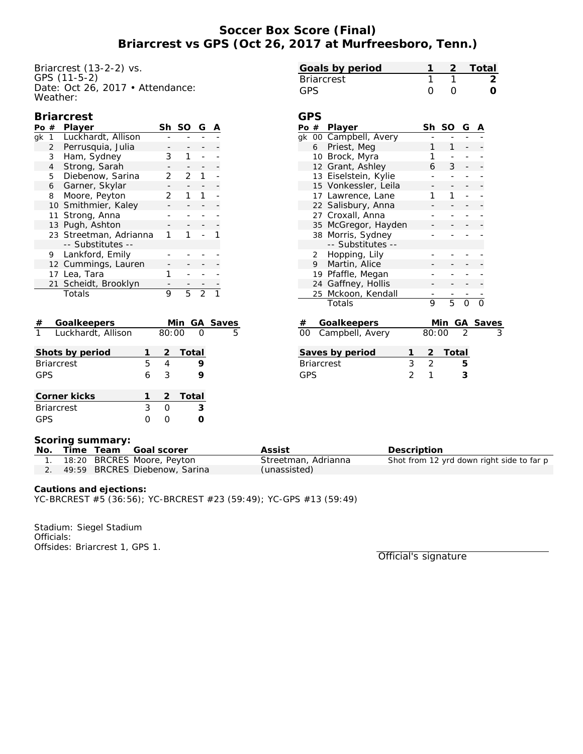# Soccer Box Score (Final)
## Briarcrest vs GPS (Oct 26, 2017 at Murfreesboro, Tenn.)

Briarcrest (13-2-2) vs.
GPS (11-5-2)
Date: Oct 26, 2017 • Attendance:
Weather:

| Goals by period | 1 | 2 | Total |
|---|---|---|---|
| Briarcrest | 1 | 1 | **2** |
| GPS | 0 | 0 | **0** |

### Briarcrest

| Po | # | Player | Sh | SO | G | A |
|---|---|---|---|---|---|---|
| gk | 1 | Luckhardt, Allison | - | - | - | - |
| | 2 | Perrusquia, Julia | - | - | - | - |
| | 3 | Ham, Sydney | 3 | 1 | - | - |
| | 4 | Strong, Sarah | - | - | - | - |
| | 5 | Diebenow, Sarina | 2 | 2 | 1 | - |
| | 6 | Garner, Skylar | - | - | - | - |
| | 8 | Moore, Peyton | 2 | 1 | 1 | - |
| | 10 | Smithmier, Kaley | - | - | - | - |
| | 11 | Strong, Anna | - | - | - | - |
| | 13 | Pugh, Ashton | - | - | - | - |
| | 23 | Streetman, Adrianna | 1 | 1 | - | 1 |
| | | -- Substitutes -- | | | | |
| | 9 | Lankford, Emily | - | - | - | - |
| | 12 | Cummings, Lauren | - | - | - | - |
| | 17 | Lea, Tara | 1 | - | - | - |
| | 21 | Scheidt, Brooklyn | - | - | - | - |
| | | Totals | 9 | 5 | 2 | 1 |

### GPS

| Po | # | Player | Sh | SO | G | A |
|---|---|---|---|---|---|---|
| gk | 00 | Campbell, Avery | - | - | - | - |
| | 6 | Priest, Meg | 1 | 1 | - | - |
| | 10 | Brock, Myra | 1 | - | - | - |
| | 12 | Grant, Ashley | 6 | 3 | - | - |
| | 13 | Eiselstein, Kylie | - | - | - | - |
| | 15 | Vonkessler, Leila | - | - | - | - |
| | 17 | Lawrence, Lane | 1 | 1 | - | - |
| | 22 | Salisbury, Anna | - | - | - | - |
| | 27 | Croxall, Anna | - | - | - | - |
| | 35 | McGregor, Hayden | - | - | - | - |
| | 38 | Morris, Sydney | - | - | - | - |
| | | -- Substitutes -- | | | | |
| | 2 | Hopping, Lily | - | - | - | - |
| | 9 | Martin, Alice | - | - | - | - |
| | 19 | Pfaffle, Megan | - | - | - | - |
| | 24 | Gaffney, Hollis | - | - | - | - |
| | 25 | Mckoon, Kendall | - | - | - | - |
| | | Totals | 9 | 5 | 0 | 0 |

| # | Goalkeepers | Min | GA | Saves |
|---|---|---|---|---|
| 1 | Luckhardt, Allison | 80:00 | 0 | 5 |

| # | Goalkeepers | Min | GA | Saves |
|---|---|---|---|---|
| 00 | Campbell, Avery | 80:00 | 2 | 3 |

| Shots by period | 1 | 2 | Total |
|---|---|---|---|
| Briarcrest | 5 | 4 | **9** |
| GPS | 6 | 3 | **9** |

| Saves by period | 1 | 2 | Total |
|---|---|---|---|
| Briarcrest | 3 | 2 | **5** |
| GPS | 2 | 1 | **3** |

| Corner kicks | 1 | 2 | Total |
|---|---|---|---|
| Briarcrest | 3 | 0 | **3** |
| GPS | 0 | 0 | **0** |

### Scoring summary:

| No. | Time | Team | Goal scorer | Assist | Description |
|---|---|---|---|---|---|
| 1. | 18:20 | BRCRES | Moore, Peyton | Streetman, Adrianna | Shot from 12 yrd down right side to far p |
| 2. | 49:59 | BRCRES | Diebenow, Sarina | (unassisted) | |

**Cautions and ejections:**
YC-BRCREST #5 (36:56); YC-BRCREST #23 (59:49); YC-GPS #13 (59:49)

Stadium: Siegel Stadium
Officials:
Offsides: Briarcrest 1, GPS 1.

Official's signature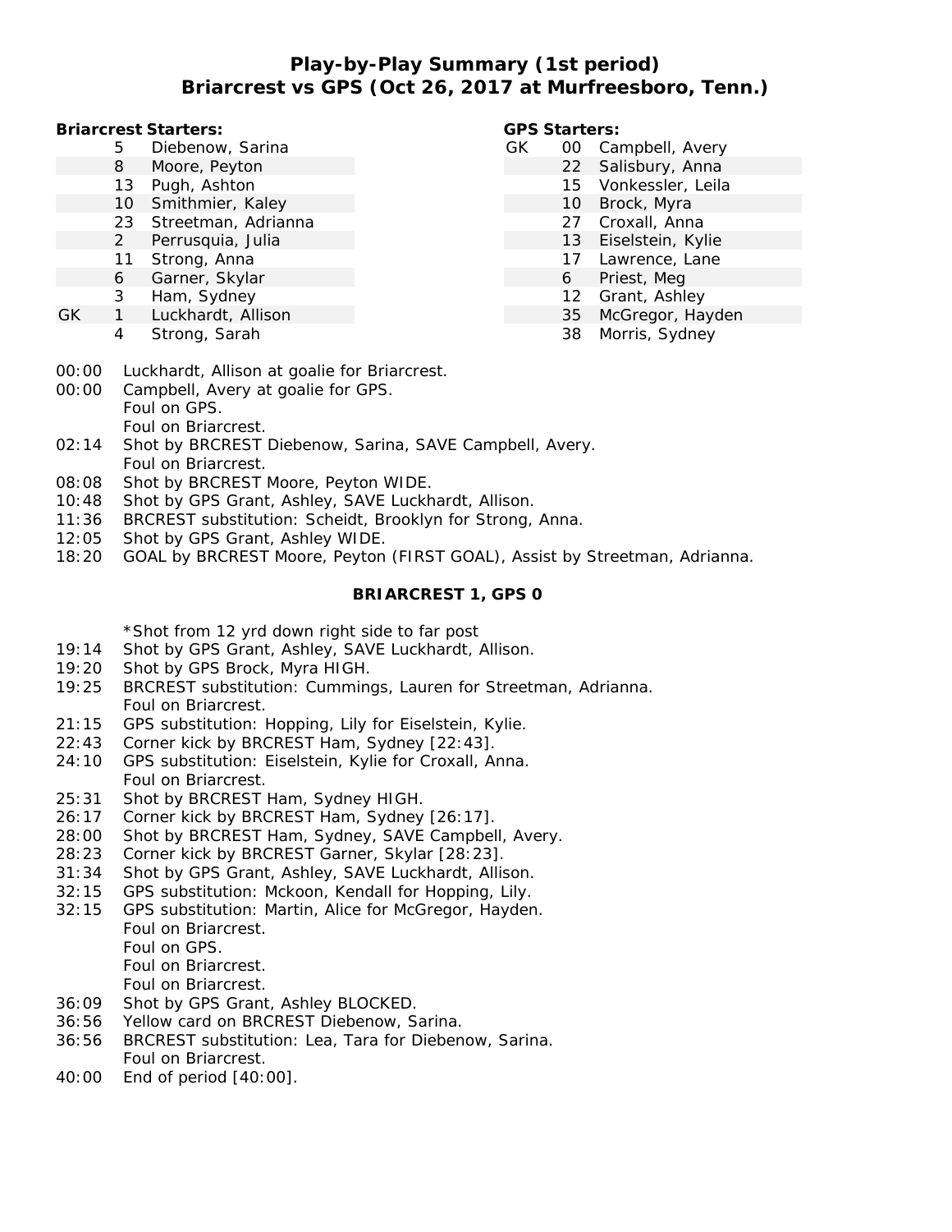# Play-by-Play Summary (1st period)
## Briarcrest vs GPS (Oct 26, 2017 at Murfreesboro, Tenn.)

**Briarcrest Starters:**

| | No. | Name |
|---|---|---|
| | 5 | Diebenow, Sarina |
| | 8 | Moore, Peyton |
| | 13 | Pugh, Ashton |
| | 10 | Smithmier, Kaley |
| | 23 | Streetman, Adrianna |
| | 2 | Perrusquia, Julia |
| | 11 | Strong, Anna |
| | 6 | Garner, Skylar |
| | 3 | Ham, Sydney |
| GK | 1 | Luckhardt, Allison |
| | 4 | Strong, Sarah |

**GPS Starters:**

| | No. | Name |
|---|---|---|
| GK | 00 | Campbell, Avery |
| | 22 | Salisbury, Anna |
| | 15 | Vonkessler, Leila |
| | 10 | Brock, Myra |
| | 27 | Croxall, Anna |
| | 13 | Eiselstein, Kylie |
| | 17 | Lawrence, Lane |
| | 6 | Priest, Meg |
| | 12 | Grant, Ashley |
| | 35 | McGregor, Hayden |
| | 38 | Morris, Sydney |

00:00 Luckhardt, Allison at goalie for Briarcrest.
00:00 Campbell, Avery at goalie for GPS.
Foul on GPS.
Foul on Briarcrest.
02:14 Shot by BRCREST Diebenow, Sarina, SAVE Campbell, Avery.
Foul on Briarcrest.
08:08 Shot by BRCREST Moore, Peyton WIDE.
10:48 Shot by GPS Grant, Ashley, SAVE Luckhardt, Allison.
11:36 BRCREST substitution: Scheidt, Brooklyn for Strong, Anna.
12:05 Shot by GPS Grant, Ashley WIDE.
18:20 GOAL by BRCREST Moore, Peyton (FIRST GOAL), Assist by Streetman, Adrianna.

**BRIARCREST 1, GPS 0**

*Shot from 12 yrd down right side to far post
19:14 Shot by GPS Grant, Ashley, SAVE Luckhardt, Allison.
19:20 Shot by GPS Brock, Myra HIGH.
19:25 BRCREST substitution: Cummings, Lauren for Streetman, Adrianna.
Foul on Briarcrest.
21:15 GPS substitution: Hopping, Lily for Eiselstein, Kylie.
22:43 Corner kick by BRCREST Ham, Sydney [22:43].
24:10 GPS substitution: Eiselstein, Kylie for Croxall, Anna.
Foul on Briarcrest.
25:31 Shot by BRCREST Ham, Sydney HIGH.
26:17 Corner kick by BRCREST Ham, Sydney [26:17].
28:00 Shot by BRCREST Ham, Sydney, SAVE Campbell, Avery.
28:23 Corner kick by BRCREST Garner, Skylar [28:23].
31:34 Shot by GPS Grant, Ashley, SAVE Luckhardt, Allison.
32:15 GPS substitution: Mckoon, Kendall for Hopping, Lily.
32:15 GPS substitution: Martin, Alice for McGregor, Hayden.
Foul on Briarcrest.
Foul on GPS.
Foul on Briarcrest.
Foul on Briarcrest.
36:09 Shot by GPS Grant, Ashley BLOCKED.
36:56 Yellow card on BRCREST Diebenow, Sarina.
36:56 BRCREST substitution: Lea, Tara for Diebenow, Sarina.
Foul on Briarcrest.
40:00 End of period [40:00].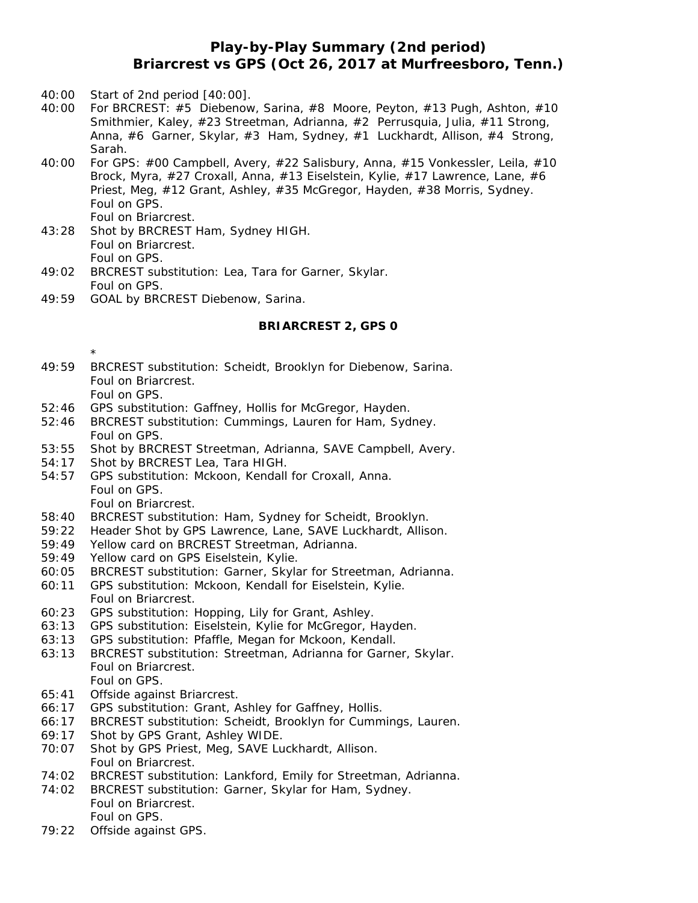# Play-by-Play Summary (2nd period)
## Briarcrest vs GPS (Oct 26, 2017 at Murfreesboro, Tenn.)

40:00 Start of 2nd period [40:00].
40:00 For BRCREST: #5 Diebenow, Sarina, #8 Moore, Peyton, #13 Pugh, Ashton, #10 Smithmier, Kaley, #23 Streetman, Adrianna, #2 Perrusquia, Julia, #11 Strong, Anna, #6 Garner, Skylar, #3 Ham, Sydney, #1 Luckhardt, Allison, #4 Strong, Sarah.
40:00 For GPS: #00 Campbell, Avery, #22 Salisbury, Anna, #15 Vonkessler, Leila, #10 Brock, Myra, #27 Croxall, Anna, #13 Eiselstein, Kylie, #17 Lawrence, Lane, #6 Priest, Meg, #12 Grant, Ashley, #35 McGregor, Hayden, #38 Morris, Sydney.
Foul on GPS.
Foul on Briarcrest.
43:28 Shot by BRCREST Ham, Sydney HIGH.
Foul on Briarcrest.
Foul on GPS.
49:02 BRCREST substitution: Lea, Tara for Garner, Skylar.
Foul on GPS.
49:59 GOAL by BRCREST Diebenow, Sarina.

**BRIARCREST 2, GPS 0**

*
49:59 BRCREST substitution: Scheidt, Brooklyn for Diebenow, Sarina.
Foul on Briarcrest.
Foul on GPS.
52:46 GPS substitution: Gaffney, Hollis for McGregor, Hayden.
52:46 BRCREST substitution: Cummings, Lauren for Ham, Sydney.
Foul on GPS.
53:55 Shot by BRCREST Streetman, Adrianna, SAVE Campbell, Avery.
54:17 Shot by BRCREST Lea, Tara HIGH.
54:57 GPS substitution: Mckoon, Kendall for Croxall, Anna.
Foul on GPS.
Foul on Briarcrest.
58:40 BRCREST substitution: Ham, Sydney for Scheidt, Brooklyn.
59:22 Header Shot by GPS Lawrence, Lane, SAVE Luckhardt, Allison.
59:49 Yellow card on BRCREST Streetman, Adrianna.
59:49 Yellow card on GPS Eiselstein, Kylie.
60:05 BRCREST substitution: Garner, Skylar for Streetman, Adrianna.
60:11 GPS substitution: Mckoon, Kendall for Eiselstein, Kylie.
Foul on Briarcrest.
60:23 GPS substitution: Hopping, Lily for Grant, Ashley.
63:13 GPS substitution: Eiselstein, Kylie for McGregor, Hayden.
63:13 GPS substitution: Pfaffle, Megan for Mckoon, Kendall.
63:13 BRCREST substitution: Streetman, Adrianna for Garner, Skylar.
Foul on Briarcrest.
Foul on GPS.
65:41 Offside against Briarcrest.
66:17 GPS substitution: Grant, Ashley for Gaffney, Hollis.
66:17 BRCREST substitution: Scheidt, Brooklyn for Cummings, Lauren.
69:17 Shot by GPS Grant, Ashley WIDE.
70:07 Shot by GPS Priest, Meg, SAVE Luckhardt, Allison.
Foul on Briarcrest.
74:02 BRCREST substitution: Lankford, Emily for Streetman, Adrianna.
74:02 BRCREST substitution: Garner, Skylar for Ham, Sydney.
Foul on Briarcrest.
Foul on GPS.
79:22 Offside against GPS.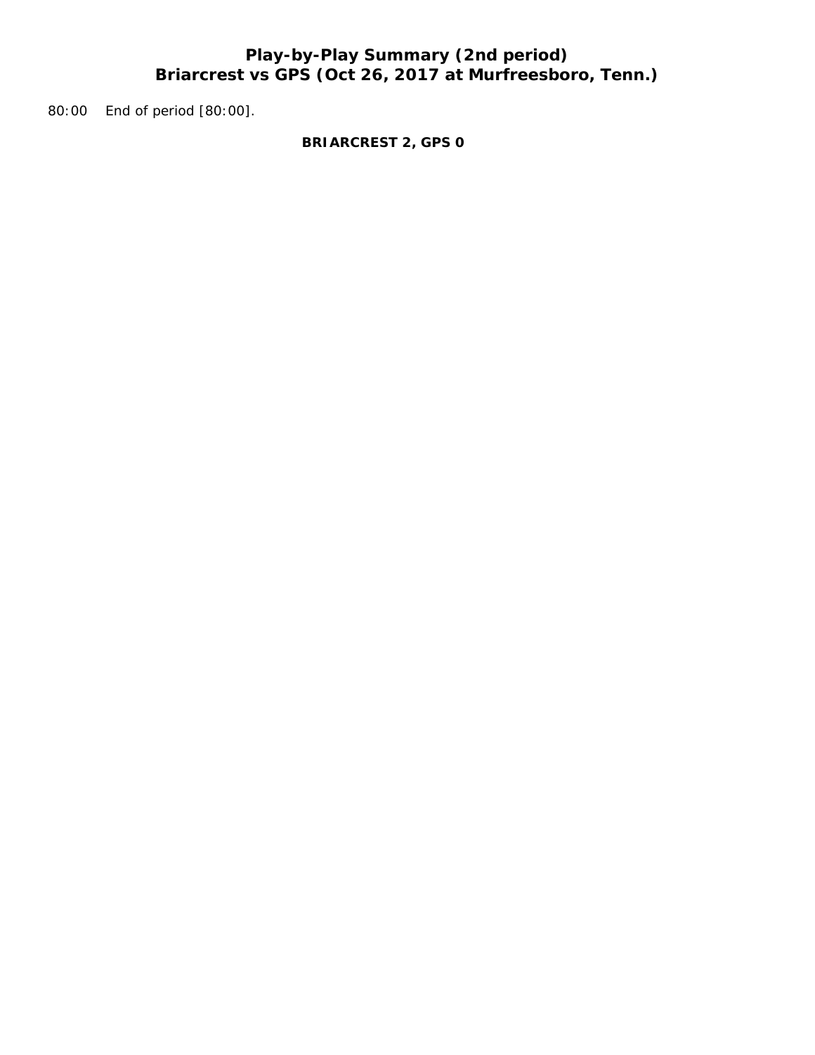# Play-by-Play Summary (2nd period)
# Briarcrest vs GPS (Oct 26, 2017 at Murfreesboro, Tenn.)

80:00 End of period [80:00].

**BRIARCREST 2, GPS 0**